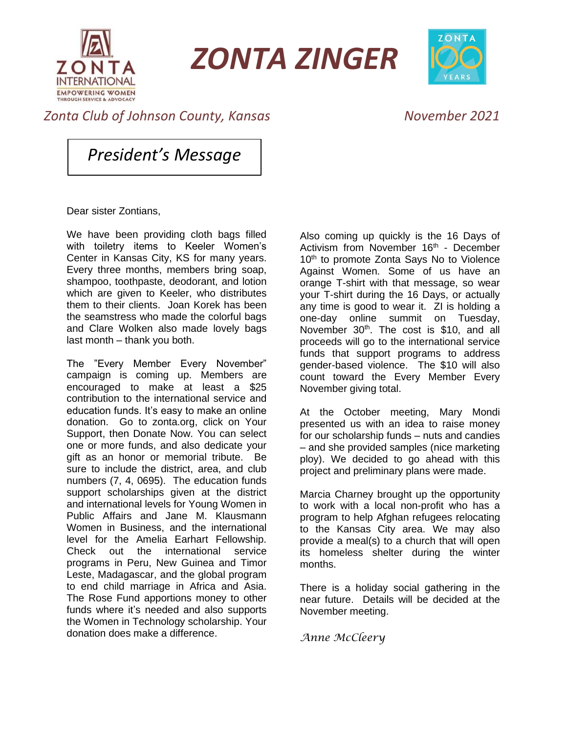# ZONTA ZINGER

*Zonta Club of Johnson County, Kansas*

*November 2021*

## *President's Message*

Dear sister Zontians,

We have been providing cloth bags filled with toiletry items to Keeler Women's Center in Kansas City, KS for many years. Every three months, members bring soap, shampoo, toothpaste, deodorant, and lotion which are given to Keeler, who distributes them to their clients. Joan Korek has been the seamstress who made the colorful bags and Clare Wolken also made lovely bags last month – thank you both.

The "Every Member Every November" campaign is coming up. Members are encouraged to make at least a $25 contribution to the international service and education funds. It's easy to make an online donation. Go to zonta.org, click on Your Support, then Donate Now. You can select one or more funds, and also dedicate your gift as an honor or memorial tribute. Be sure to include the district, area, and club numbers (7, 4, 0695). The education funds support scholarships given at the district and international levels for Young Women in Public Affairs and Jane M. Klausmann Women in Business, and the international level for the Amelia Earhart Fellowship. Check out the international service programs in Peru, New Guinea and Timor Leste, Madagascar, and the global program to end child marriage in Africa and Asia. The Rose Fund apportions money to other funds where it's needed and also supports the Women in Technology scholarship. Your donation does make a difference.

Also coming up quickly is the 16 Days of Activism from November 16th - December 10th to promote Zonta Says No to Violence Against Women. Some of us have an orange T-shirt with that message, so wear your T-shirt during the 16 Days, or actually any time is good to wear it. ZI is holding a one-day online summit on Tuesday, November 30th. The cost is $10, and all proceeds will go to the international service funds that support programs to address gender-based violence. The $10 will also count toward the Every Member Every November giving total.

At the October meeting, Mary Mondi presented us with an idea to raise money for our scholarship funds – nuts and candies – and she provided samples (nice marketing ploy). We decided to go ahead with this project and preliminary plans were made.

Marcia Charney brought up the opportunity to work with a local non-profit who has a program to help Afghan refugees relocating to the Kansas City area. We may also provide a meal(s) to a church that will open its homeless shelter during the winter months.

There is a holiday social gathering in the near future. Details will be decided at the November meeting.

*Anne McCleery*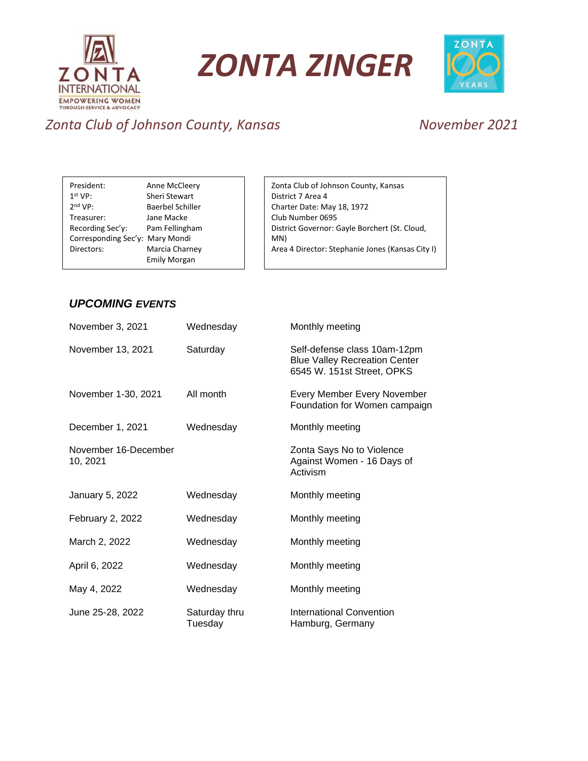# ZONTA ZINGER

*Zonta Club of Johnson County, Kansas* *November 2021*

| | |
|---|---|
| President: | Anne McCleery |
| 1st VP: | Sheri Stewart |
| 2nd VP: | Baerbel Schiller |
| Treasurer: | Jane Macke |
| Recording Sec'y: | Pam Fellingham |
| Corresponding Sec'y: | Mary Mondi |
| Directors: | Marcia Charney |
| | Emily Morgan |

Zonta Club of Johnson County, Kansas
District 7 Area 4
Charter Date: May 18, 1972
Club Number 0695
District Governor: Gayle Borchert (St. Cloud, MN)
Area 4 Director: Stephanie Jones (Kansas City I)

### *UPCOMING EVENTS*

| | | |
|---|---|---|
| November 3, 2021 | Wednesday | Monthly meeting |
| November 13, 2021 | Saturday | Self-defense class 10am-12pm Blue Valley Recreation Center 6545 W. 151st Street, OPKS |
| November 1-30, 2021 | All month | Every Member Every November Foundation for Women campaign |
| December 1, 2021 | Wednesday | Monthly meeting |
| November 16-December 10, 2021 | | Zonta Says No to Violence Against Women - 16 Days of Activism |
| January 5, 2022 | Wednesday | Monthly meeting |
| February 2, 2022 | Wednesday | Monthly meeting |
| March 2, 2022 | Wednesday | Monthly meeting |
| April 6, 2022 | Wednesday | Monthly meeting |
| May 4, 2022 | Wednesday | Monthly meeting |
| June 25-28, 2022 | Saturday thru Tuesday | International Convention Hamburg, Germany |